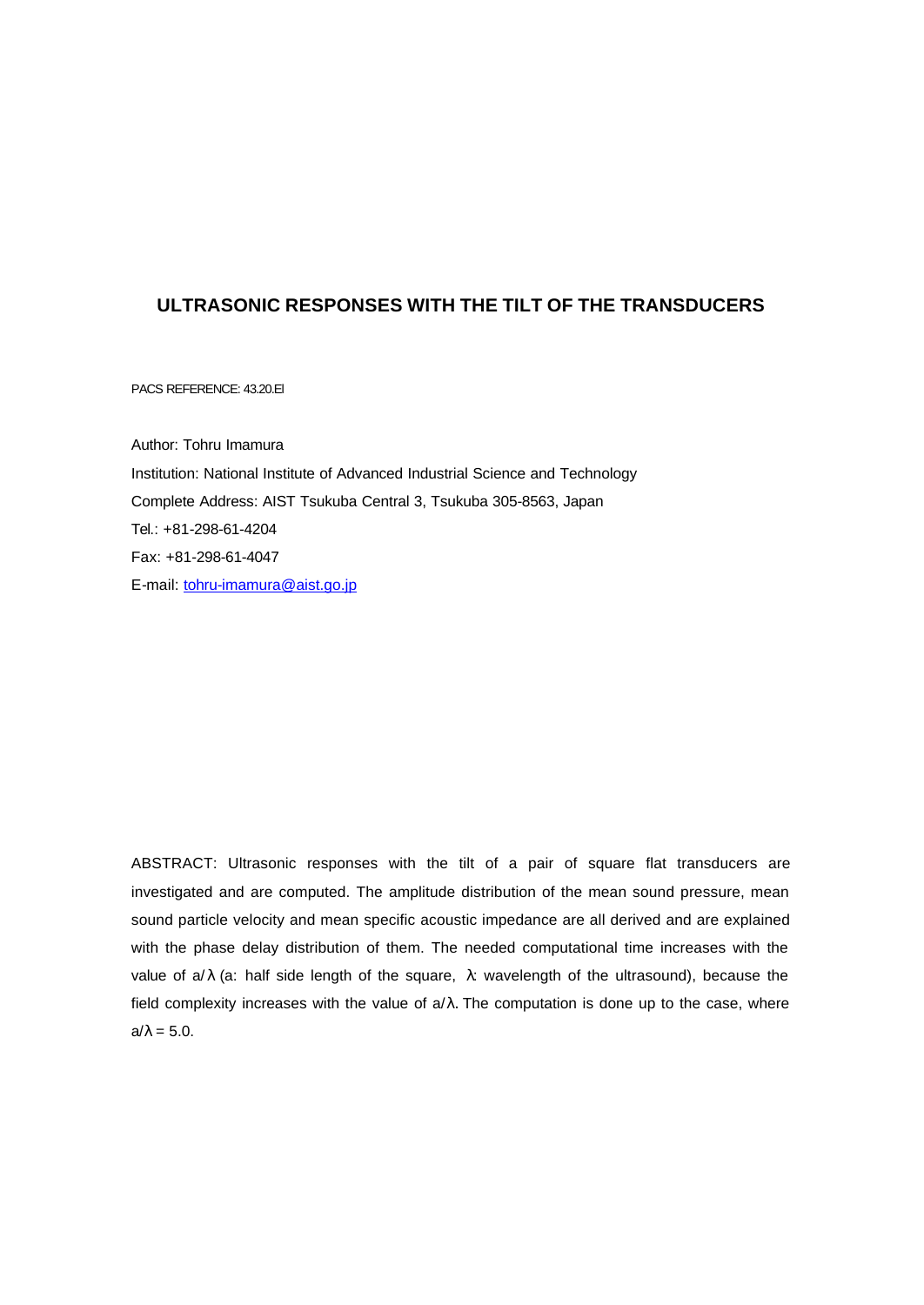# ULTRASONIC RESPONSES WITH THE TILT OF THE TRANSDUCERS

PACS REFERENCE: 43.20.El

Author: Tohru Imamura

Institution: National Institute of Advanced Industrial Science and Technology

Complete Address: AIST Tsukuba Central 3, Tsukuba 305-8563, Japan

Tel.: +81-298-61-4204

Fax: +81-298-61-4047

E-mail: tohru-imamura@aist.go.jp

ABSTRACT: Ultrasonic responses with the tilt of a pair of square flat transducers are investigated and are computed. The amplitude distribution of the mean sound pressure, mean sound particle velocity and mean specific acoustic impedance are all derived and are explained with the phase delay distribution of them. The needed computational time increases with the value of $a/\lambda$ (a: half side length of the square, $\lambda$: wavelength of the ultrasound), because the field complexity increases with the value of $a/\lambda$. The computation is done up to the case, where $a/\lambda = 5.0$.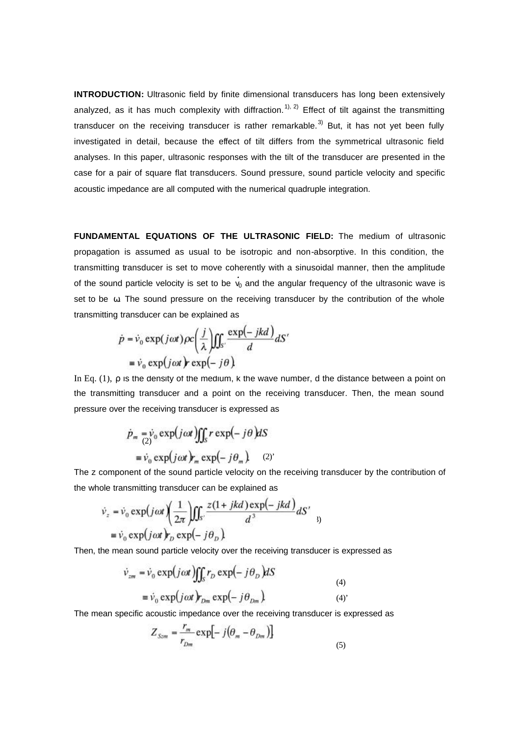**INTRODUCTION:** Ultrasonic field by finite dimensional transducers has long been extensively analyzed, as it has much complexity with diffraction.[1), 2)] Effect of tilt against the transmitting transducer on the receiving transducer is rather remarkable.[3)] But, it has not yet been fully investigated in detail, because the effect of tilt differs from the symmetrical ultrasonic field analyses. In this paper, ultrasonic responses with the tilt of the transducer are presented in the case for a pair of square flat transducers. Sound pressure, sound particle velocity and specific acoustic impedance are all computed with the numerical quadruple integration.

**FUNDAMENTAL EQUATIONS OF THE ULTRASONIC FIELD:** The medium of ultrasonic propagation is assumed as usual to be isotropic and non-absorptive. In this condition, the transmitting transducer is set to move coherently with a sinusoidal manner, then the amplitude of the sound particle velocity is set to be $\dot{v}_0$ and the angular frequency of the ultrasonic wave is set to be $\omega$. The sound pressure on the receiving transducer by the contribution of the whole transmitting transducer can be explained as

$$\dot{p} = \dot{v}_0 \exp(j\omega t)\rho c\left(\frac{j}{\lambda}\right)\iint_{S'} \frac{\exp(-jkd)}{d}dS'$$
$$\equiv \dot{v}_0 \exp(j\omega t) r \exp(-j\theta).$$

In Eq. (1), $\rho$ is the density of the medium, $k$ the wave number, $d$ the distance between a point on the transmitting transducer and a point on the receiving transducer. Then, the mean sound pressure over the receiving transducer is expressed as

$$\dot{p}_m = \dot{v}_0 \exp(j\omega t)\iint_{S} r \exp(-j\theta)dS \quad (2)$$
$$\equiv \dot{v}_0 \exp(j\omega t) r_m \exp(-j\theta_m). \quad (2)'$$

The z component of the sound particle velocity on the receiving transducer by the contribution of the whole transmitting transducer can be explained as

$$\dot{v}_z = \dot{v}_0 \exp(j\omega t)\left(\frac{1}{2\pi}\right)\iint_{S'} \frac{z(1+jkd)\exp(-jkd)}{d^3}dS' \quad (3)$$
$$\equiv \dot{v}_0 \exp(j\omega t) r_D \exp(-j\theta_D).$$

Then, the mean sound particle velocity over the receiving transducer is expressed as

$$\dot{v}_{zm} = \dot{v}_0 \exp(j\omega t)\iint_{S} r_D \exp(-j\theta_D)dS \quad (4)$$
$$\equiv \dot{v}_0 \exp(j\omega t) r_{Dm} \exp(-j\theta_{Dm}). \quad (4)'$$

The mean specific acoustic impedance over the receiving transducer is expressed as

$$Z_{Szm} = \frac{r_m}{r_{Dm}} \exp[-j(\theta_m - \theta_{Dm})] \quad (5)$$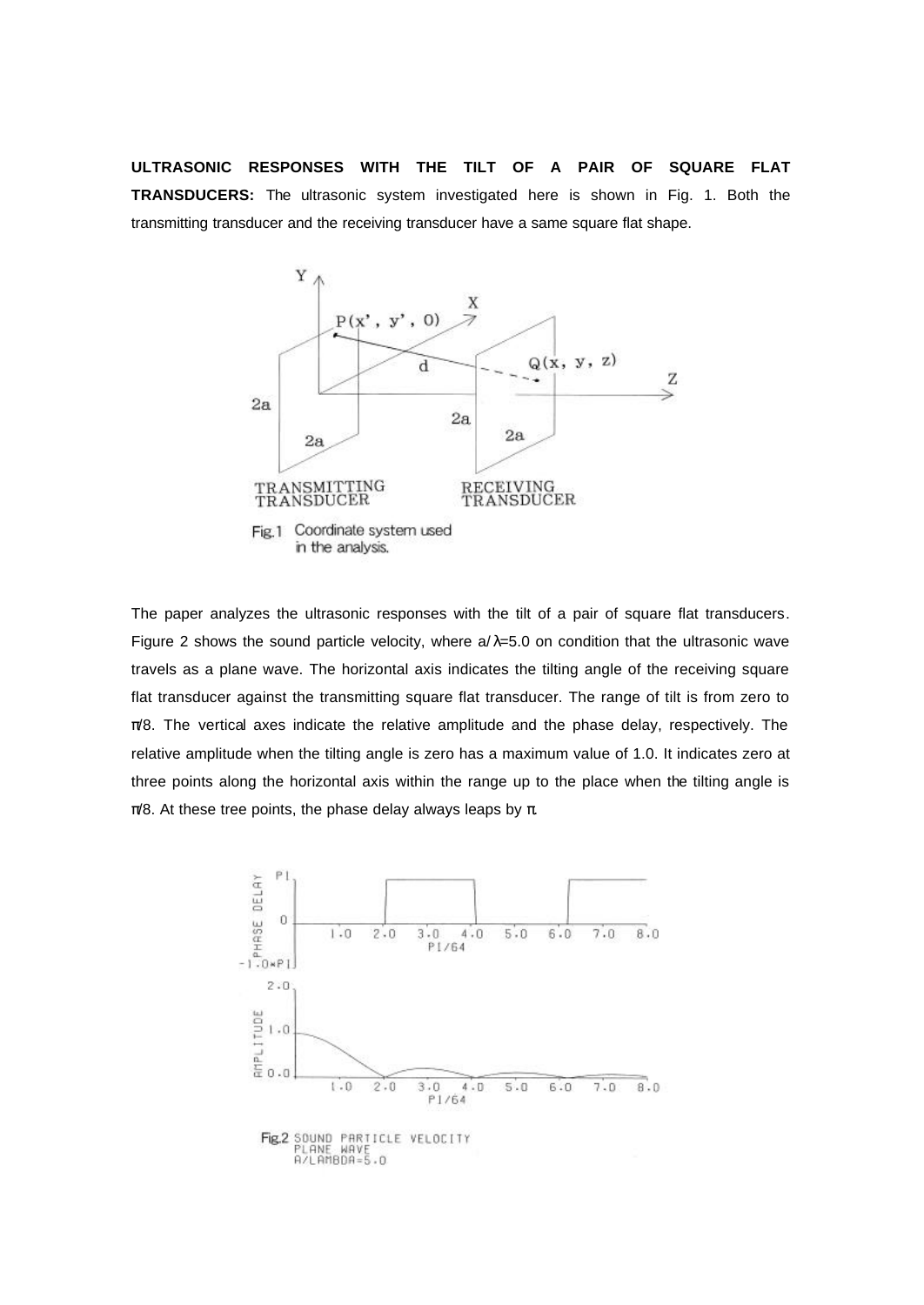**ULTRASONIC RESPONSES WITH THE TILT OF A PAIR OF SQUARE FLAT TRANSDUCERS:** The ultrasonic system investigated here is shown in Fig. 1. Both the transmitting transducer and the receiving transducer have a same square flat shape.

Fig.1 Coordinate system used in the analysis.

The paper analyzes the ultrasonic responses with the tilt of a pair of square flat transducers. Figure 2 shows the sound particle velocity, where $a/\lambda$=5.0 on condition that the ultrasonic wave travels as a plane wave. The horizontal axis indicates the tilting angle of the receiving square flat transducer against the transmitting square flat transducer. The range of tilt is from zero to $\pi/8$. The vertical axes indicate the relative amplitude and the phase delay, respectively. The relative amplitude when the tilting angle is zero has a maximum value of 1.0. It indicates zero at three points along the horizontal axis within the range up to the place when the tilting angle is $\pi/8$. At these tree points, the phase delay always leaps by $\pi$.

Fig.2 SOUND PARTICLE VELOCITY PLANE WAVE A/LAMBDA=5.0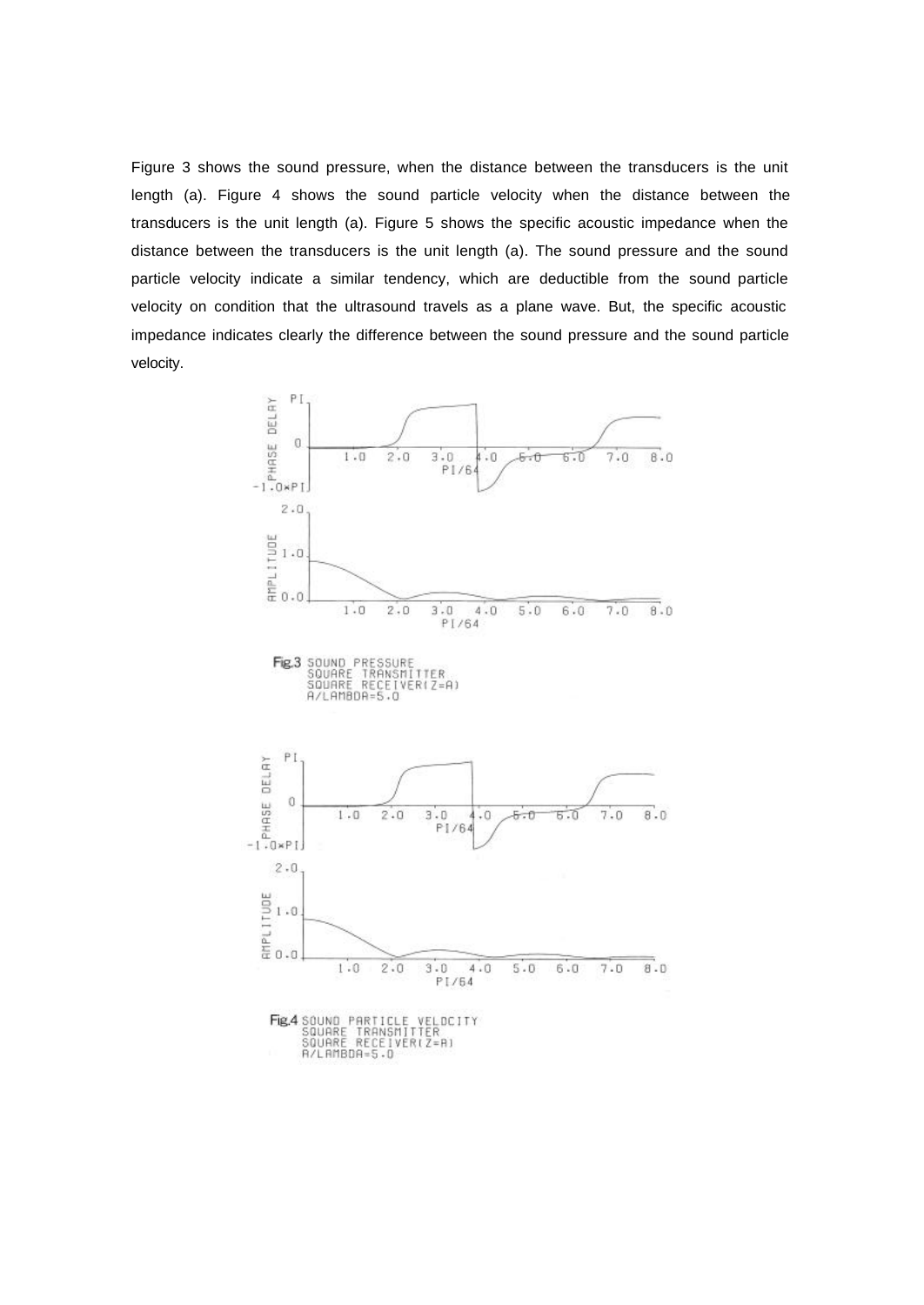Figure 3 shows the sound pressure, when the distance between the transducers is the unit length (a). Figure 4 shows the sound particle velocity when the distance between the transducers is the unit length (a). Figure 5 shows the specific acoustic impedance when the distance between the transducers is the unit length (a). The sound pressure and the sound particle velocity indicate a similar tendency, which are deductible from the sound particle velocity on condition that the ultrasound travels as a plane wave. But, the specific acoustic impedance indicates clearly the difference between the sound pressure and the sound particle velocity.

**Fig.3** SOUND PRESSURE  
SQUARE TRANSMITTER  
SQUARE RECEIVER(Z=A)  
A/LAMBDA=5.0

**Fig.4** SOUND PARTICLE VELOCITY  
SQUARE TRANSMITTER  
SQUARE RECEIVER(Z=A)  
A/LAMBDA=5.0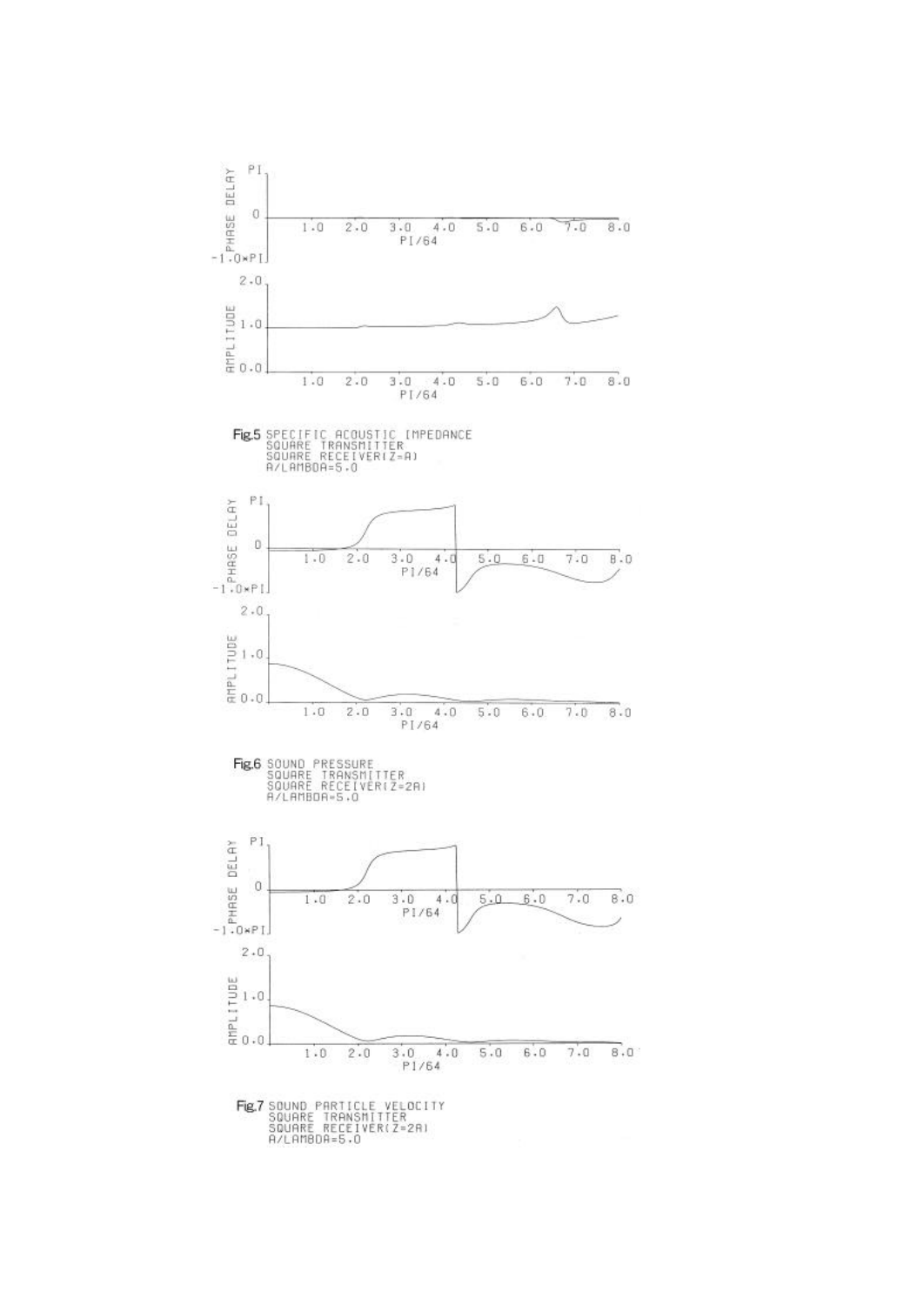Fig.5 SPECIFIC ACOUSTIC IMPEDANCE
SQUARE TRANSMITTER
SQUARE RECEIVER(Z=A)
A/LAMBDA=5.0

Fig.6 SOUND PRESSURE
SQUARE TRANSMITTER
SQUARE RECEIVER(Z=2A)
A/LAMBDA=5.0

Fig.7 SOUND PARTICLE VELOCITY
SQUARE TRANSMITTER
SQUARE RECEIVER(Z=2A)
A/LAMBDA=5.0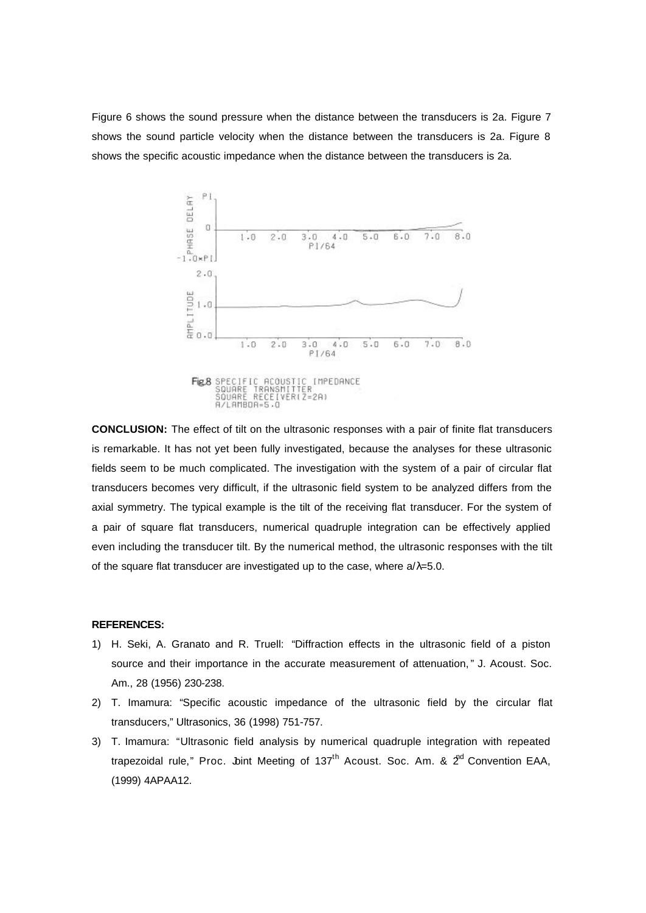Figure 6 shows the sound pressure when the distance between the transducers is 2a. Figure 7 shows the sound particle velocity when the distance between the transducers is 2a. Figure 8 shows the specific acoustic impedance when the distance between the transducers is 2a.

PI
PHASE DELAY
0
-1.0*PI
1.0 2.0 3.0 4.0 5.0 6.0 7.0 8.0
PI/64

2.0
AMPLITUDE
1.0
0.0
1.0 2.0 3.0 4.0 5.0 6.0 7.0 8.0
PI/64

Fig.8 SPECIFIC ACOUSTIC IMPEDANCE
SQUARE TRANSMITTER
SQUARE RECEIVER(Z=2A)
A/LAMBDA=5.0

**CONCLUSION:** The effect of tilt on the ultrasonic responses with a pair of finite flat transducers is remarkable. It has not yet been fully investigated, because the analyses for these ultrasonic fields seem to be much complicated. The investigation with the system of a pair of circular flat transducers becomes very difficult, if the ultrasonic field system to be analyzed differs from the axial symmetry. The typical example is the tilt of the receiving flat transducer. For the system of a pair of square flat transducers, numerical quadruple integration can be effectively applied even including the transducer tilt. By the numerical method, the ultrasonic responses with the tilt of the square flat transducer are investigated up to the case, where $a/\lambda=5.0$.

**REFERENCES:**

1) H. Seki, A. Granato and R. Truell: "Diffraction effects in the ultrasonic field of a piston source and their importance in the accurate measurement of attenuation," J. Acoust. Soc. Am., 28 (1956) 230-238.
2) T. Imamura: "Specific acoustic impedance of the ultrasonic field by the circular flat transducers," Ultrasonics, 36 (1998) 751-757.
3) T. Imamura: "Ultrasonic field analysis by numerical quadruple integration with repeated trapezoidal rule," Proc. Joint Meeting of 137th Acoust. Soc. Am. & 2nd Convention EAA, (1999) 4APAA12.